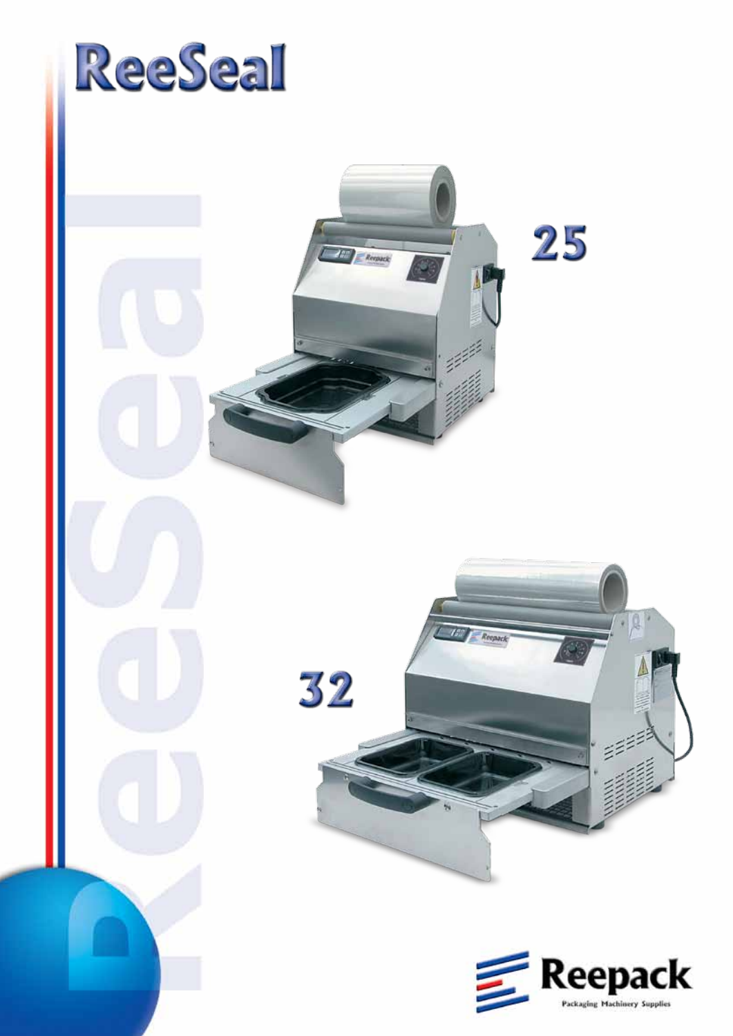# ReeSeal

25

32

Reepack

Packaging Machinery Supplies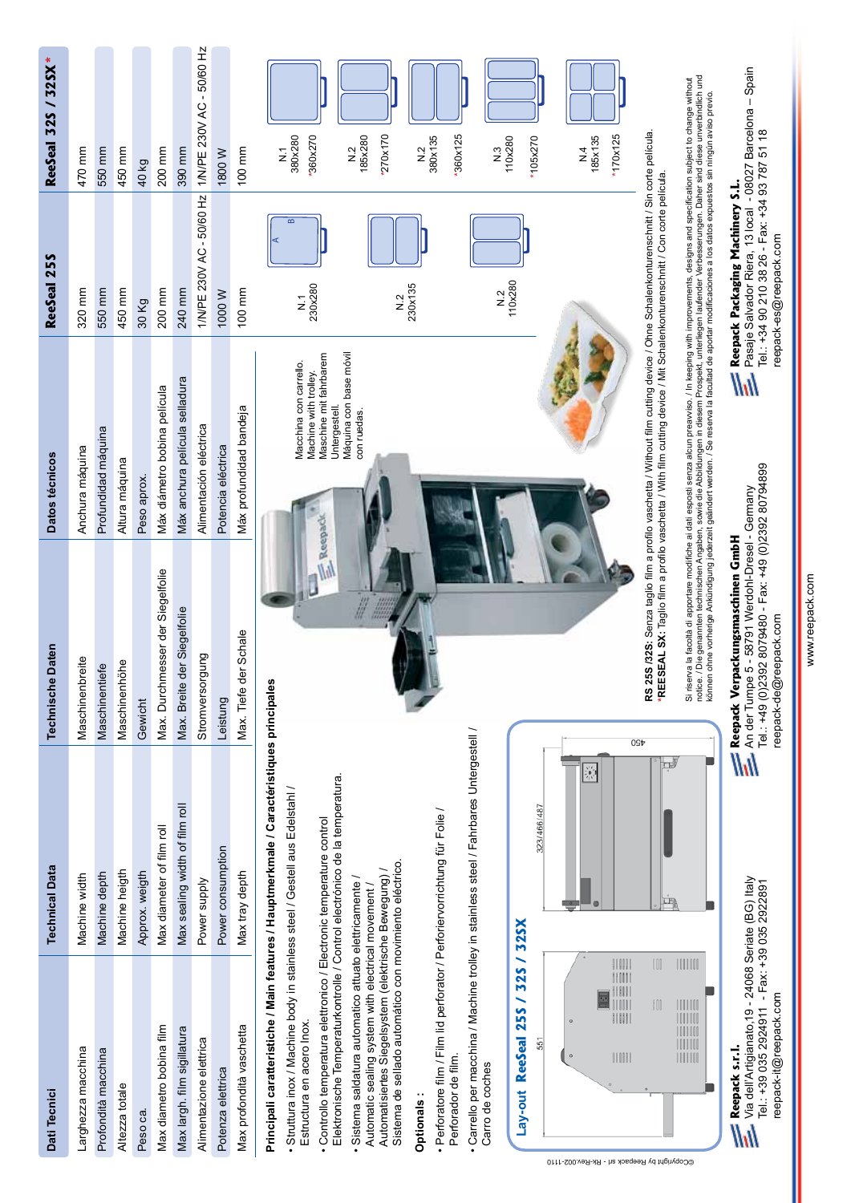| Dati Tecnici | Technical Data | Technische Daten | Datos técnicos | ReeSeal 25S | ReeSeal 32S / 32SX* |
|---|---|---|---|---|---|
| Larghezza macchina | Machine width | Maschinenbreite | Anchura máquina | 320 mm | 470 mm |
| Profondità macchina | Machine depth | Maschinentiefe | Profundidad máquina | 550 mm | 550 mm |
| Altezza totale | Machine heigth | Maschinenhöhe | Altura máquina | 450 mm | 450 mm |
| Peso ca. | Approx. weigth | Gewicht | Peso aprox. | 30 Kg | 40 kg |
| Max diametro bobina film | Max diameter of film roll | Max. Durchmesser der Siegelfolie | Máx diámetro bobina película | 200 mm | 200 mm |
| Max largh. film sigillatura | Max sealing width of film roll | Max. Breite der Siegelfolie | Máx anchura película selladura | 240 mm | 390 mm |
| Alimentazione elettrica | Power supply | Stromversorgung | Alimentación eléctrica | 1/N/PE 230V AC - 50/60 Hz | 1/N/PE 230V AC - 50/60 Hz |
| Potenza elettrica | Power consumption | Leistung | Potencia eléctrica | 1000 W | 1800 W |
| Max profondità vaschetta | Max tray depth | Max. Tiefe der Schale | Máx profundidad bandeja | 100 mm | 100 mm |

| ReeSeal 25S | ReeSeal 32S / 32SX* |
|---|---|
| N.1 230x280 | N.1 380x280 *360x270 |
| N.2 230x135 | N.2 185x280 *270x170 |
| N.2 110x280 | N.2 380x135 *360x125 |
| | N.3 110x280 *105x270 |
| | N.4 185x135 *170x125 |

RS 25S /32S: Senza taglio film a profilo vaschetta / Without film cutting device / Ohne Schalenkonturenschnitt / Sin corte película.
*REESEAL SX: Taglio film a profilo vaschetta / With film cutting device / Mit Schalenkonturenschnitt / Con corte película.

**Principali caratteristiche / Main features / Hauptmerkmale / Caractéristiques principales**

- Struttura inox / Machine body in stainless steel / Gestell aus Edelstahl / Estructura en acero Inox.
- Controllo temperatura elettronico / Electronic temperature control Elektronische Temperaturkontrolle / Control electrónico de la temperatura.
- Sistema saldatura automatico attuato elettricamente / Automatic sealing system with electrical movement / Automatisiertes Siegelsystem (elektrische Bewegung) / Sistema de sellado automático con movimiento eléctrico.

**Optionals :**

- Perforatore film / Film lid perforator / Perforiervorrichtung für Folie / Perforador de film.
- Carrello per macchina / Machine trolley in stainless steel / Fahrbares Untergestell / Carro de coches

Macchina con carrello.
Machine with trolley.
Maschine mit fahrbarem Untergestell.
Máquina con base móvil con ruedas.

**Lay-out ReeSeal 25S / 32S / 32SX**

551
323/466.487
450

Si riserva la facoltà di apportare modifiche ai dati esposti senza alcun preavviso. / In keeping with improvements, designs and specification subject to change without notice. / Die genannten technischen Angaben, sowie die Abbildungen in diesem Prospekt, unterliegen laufender Verbesserungen. Daher sind diese unverbindlich und können ohne vorherige Ankündigung jederzeit geändert werden. / Se reserva la facultad de aportar modificaciones a los datos expuestos sin ningún aviso previo.

**Reepack s.r.l.**
Via dell'Artigianato,19 - 24068 Seriate (BG) Italy
Tel.: +39 035 2924911 - Fax: +39 035 2922891
reepack-it@reepack.com

**Reepack Verpackungsmaschinen GmbH**
An der Tumpe 5 - 58791 Werdohl-Dresel - Germany
Tel.: +49 (0)2392 8079480 - Fax: +49 (0)2392 80794899
reepack-de@reepack.com

**Reepack Packaging Machinery S.L.**
Pasaje Salvador Riera, 13 local - 08027 Barcelona – Spain
Tel.: +34 90 210 38 26 - Fax: +34 93 787 51 18
reepack-es@reepack.com

www.reepack.com

©Copyright by Reepack srl - Rk-Rev.002-1110